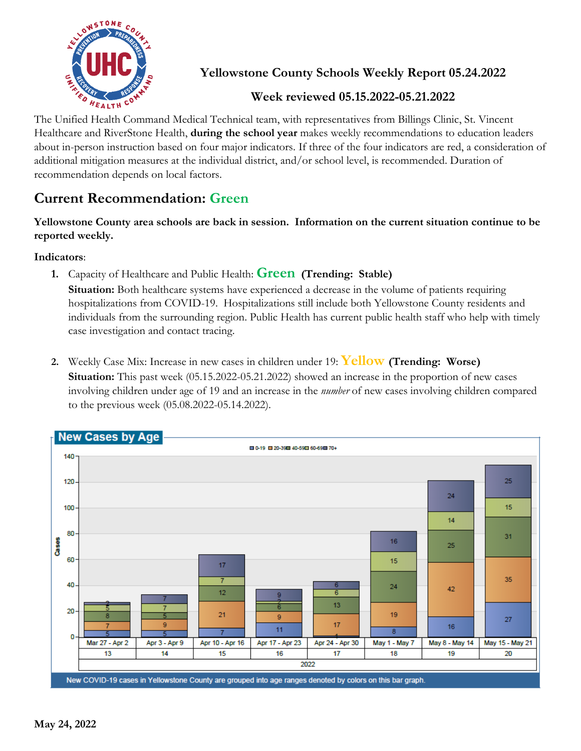# Yellowstone County Schools Weekly Report 05.24.2022

## Week reviewed 05.15.2022-05.21.2022

The Unified Health Command Medical Technical team, with representatives from Billings Clinic, St. Vincent Healthcare and RiverStone Health, **during the school year** makes weekly recommendations to education leaders about in-person instruction based on four major indicators. If three of the four indicators are red, a consideration of additional mitigation measures at the individual district, and/or school level, is recommended. Duration of recommendation depends on local factors.

## Current Recommendation: Green

**Yellowstone County area schools are back in session. Information on the current situation continue to be reported weekly.**

**Indicators**:

1. Capacity of Healthcare and Public Health: **Green** **(Trending: Stable)**
   **Situation:** Both healthcare systems have experienced a decrease in the volume of patients requiring hospitalizations from COVID-19. Hospitalizations still include both Yellowstone County residents and individuals from the surrounding region. Public Health has current public health staff who help with timely case investigation and contact tracing.

2. Weekly Case Mix: Increase in new cases in children under 19: **Yellow** **(Trending: Worse)**
   **Situation:** This past week (05.15.2022-05.21.2022) showed an increase in the proportion of new cases involving children under age of 19 and an increase in the *number* of new cases involving children compared to the previous week (05.08.2022-05.14.2022).

**New Cases by Age**

| Week (2022) | Week # | 0-19 | 20-39 | 40-59 | 60-69 | 70+ |
|---|---|---|---|---|---|---|
| Mar 27 - Apr 2 | 13 | 5 | 7 | 8 | 5 | 2 |
| Apr 3 - Apr 9 | 14 | 5 | 9 | 5 | 7 | 7 |
| Apr 10 - Apr 16 | 15 | 7 | 21 | 12 | 7 | 17 |
| Apr 17 - Apr 23 | 16 | 11 | 9 | 6 | 2 | 9 |
| Apr 24 - Apr 30 | 17 | 1 | 17 | 13 | 6 | 6 |
| May 1 - May 7 | 18 | 8 | 19 | 24 | 15 | 16 |
| May 8 - May 14 | 19 | 16 | 42 | 25 | 14 | 24 |
| May 15 - May 21 | 20 | 27 | 35 | 31 | 15 | 25 |

New COVID-19 cases in Yellowstone County are grouped into age ranges denoted by colors on this bar graph.

May 24, 2022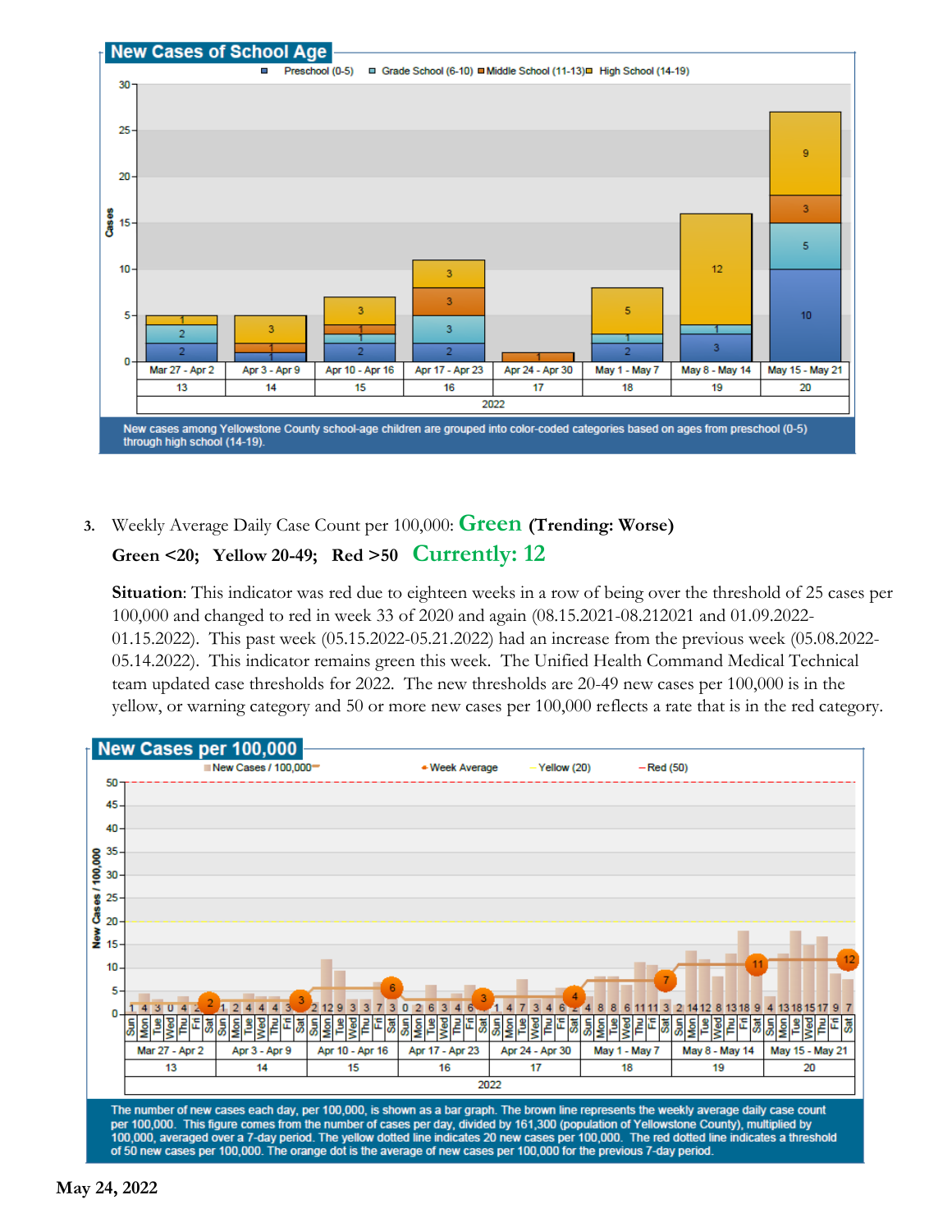## New Cases of School Age

Preschool (0-5) | Grade School (6-10) | Middle School (11-13) | High School (14-19)

| Week | Dates | Preschool (0-5) | Grade School (6-10) | Middle School (11-13) | High School (14-19) |
|---|---|---|---|---|---|
| 13 | Mar 27 - Apr 2 | 2 | 2 | | 1 |
| 14 | Apr 3 - Apr 9 | 1 | | 1 | 3 |
| 15 | Apr 10 - Apr 16 | 2 | 1 | 1 | 3 |
| 16 | Apr 17 - Apr 23 | 2 | 3 | 3 | 3 |
| 17 | Apr 24 - Apr 30 | | | 1 | |
| 18 | May 1 - May 7 | 2 | 1 | | 5 |
| 19 | May 8 - May 14 | 3 | 1 | | 12 |
| 20 | May 15 - May 21 | 10 | 5 | 3 | 9 |

New cases among Yellowstone County school-age children are grouped into color-coded categories based on ages from preschool (0-5) through high school (14-19).

3. Weekly Average Daily Case Count per 100,000: **Green (Trending: Worse)**

**Green <20; Yellow 20-49; Red >50** **Currently: 12**

**Situation**: This indicator was red due to eighteen weeks in a row of being over the threshold of 25 cases per 100,000 and changed to red in week 33 of 2020 and again (08.15.2021-08.212021 and 01.09.2022-01.15.2022). This past week (05.15.2022-05.21.2022) had an increase from the previous week (05.08.2022-05.14.2022). This indicator remains green this week. The Unified Health Command Medical Technical team updated case thresholds for 2022. The new thresholds are 20-49 new cases per 100,000 is in the yellow, or warning category and 50 or more new cases per 100,000 reflects a rate that is in the red category.

## New Cases per 100,000

New Cases / 100,000 | Week Average | Yellow (20) | Red (50)

| Week | Dates | Sun | Mon | Tue | Wed | Thu | Fri | Sat | Week Average |
|---|---|---|---|---|---|---|---|---|---|
| 13 | Mar 27 - Apr 2 | 1 | 4 | 3 | 0 | 4 | 2 | 2 | 2 |
| 14 | Apr 3 - Apr 9 | 1 | 2 | 4 | 4 | 4 | 3 | 2 | 3 |
| 15 | Apr 10 - Apr 16 | 2 | 12 | 9 | 3 | 3 | 7 | 3 | 6 |
| 16 | Apr 17 - Apr 23 | 0 | 2 | 6 | 3 | 4 | 6 | 1 | 3 |
| 17 | Apr 24 - Apr 30 | 1 | 4 | 7 | 3 | 4 | 6 | 2 | 4 |
| 18 | May 1 - May 7 | 4 | 8 | 8 | 6 | 11 | 11 | 3 | 7 |
| 19 | May 8 - May 14 | 2 | 14 | 12 | 8 | 13 | 18 | 9 | 11 |
| 20 | May 15 - May 21 | 4 | 13 | 18 | 15 | 17 | 9 | 7 | 12 |

The number of new cases each day, per 100,000, is shown as a bar graph. The brown line represents the weekly average daily case count per 100,000. This figure comes from the number of cases per day, divided by 161,300 (population of Yellowstone County), multiplied by 100,000, averaged over a 7-day period. The yellow dotted line indicates 20 new cases per 100,000. The red dotted line indicates a threshold of 50 new cases per 100,000. The orange dot is the average of new cases per 100,000 for the previous 7-day period.

May 24, 2022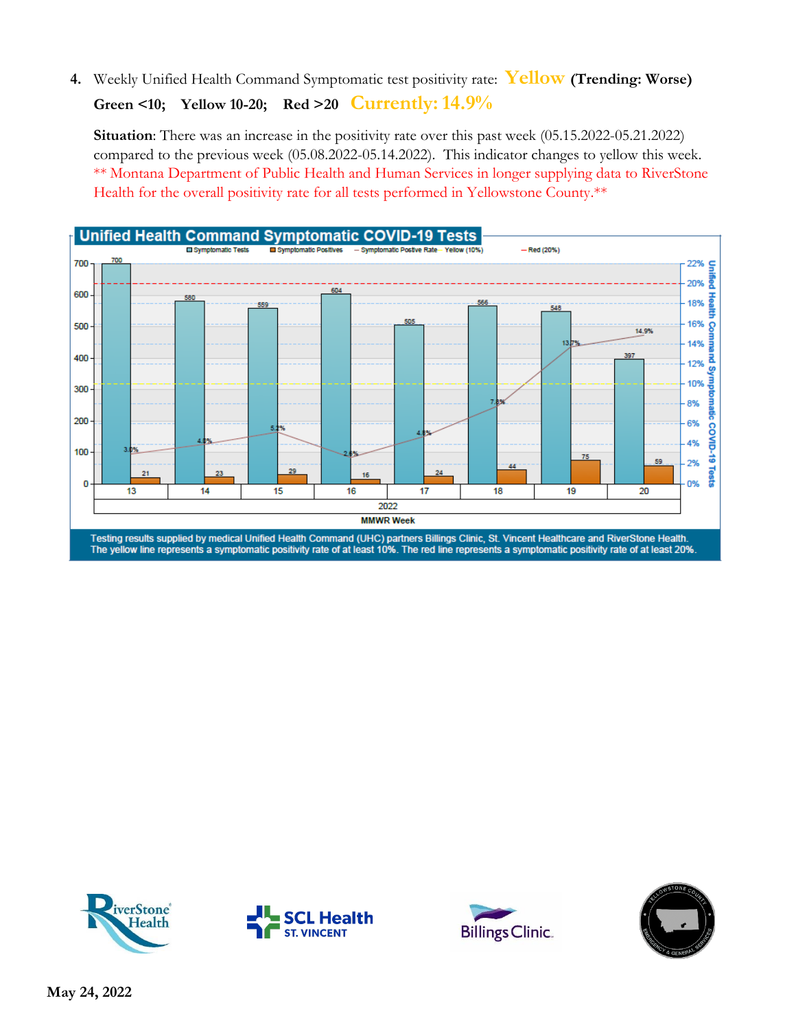4. Weekly Unified Health Command Symptomatic test positivity rate: **Yellow** **(Trending: Worse)**

**Green <10; Yellow 10-20; Red >20** **Currently: 14.9%**

**Situation**: There was an increase in the positivity rate over this past week (05.15.2022-05.21.2022) compared to the previous week (05.08.2022-05.14.2022). This indicator changes to yellow this week. ** Montana Department of Public Health and Human Services in longer supplying data to RiverStone Health for the overall positivity rate for all tests performed in Yellowstone County.**

**Unified Health Command Symptomatic COVID-19 Tests**

Symptomatic Tests
Symptomatic Positives
Symptomatic Postive Rate
Yellow (10%)
Red (20%)

0
100
200
300
400
500
600
700

0%
2%
4%
6%
8%
10%
12%
14%
16%
18%
20%
22%

Unified Health Command Symptomatic COVID-19 Tests

700
21
3.0%
580
23
4.0%
559
29
5.2%
604
16
2.6%
505
24
4.8%
566
44
7.8%
548
75
13.7%
397
59
14.9%

13
14
15
16
17
18
19
20

2022

MMWR Week

Testing results supplied by medical Unified Health Command (UHC) partners Billings Clinic, St. Vincent Healthcare and RiverStone Health. The yellow line represents a symptomatic positivity rate of at least 10%. The red line represents a symptomatic positivity rate of at least 20%.

May 24, 2022